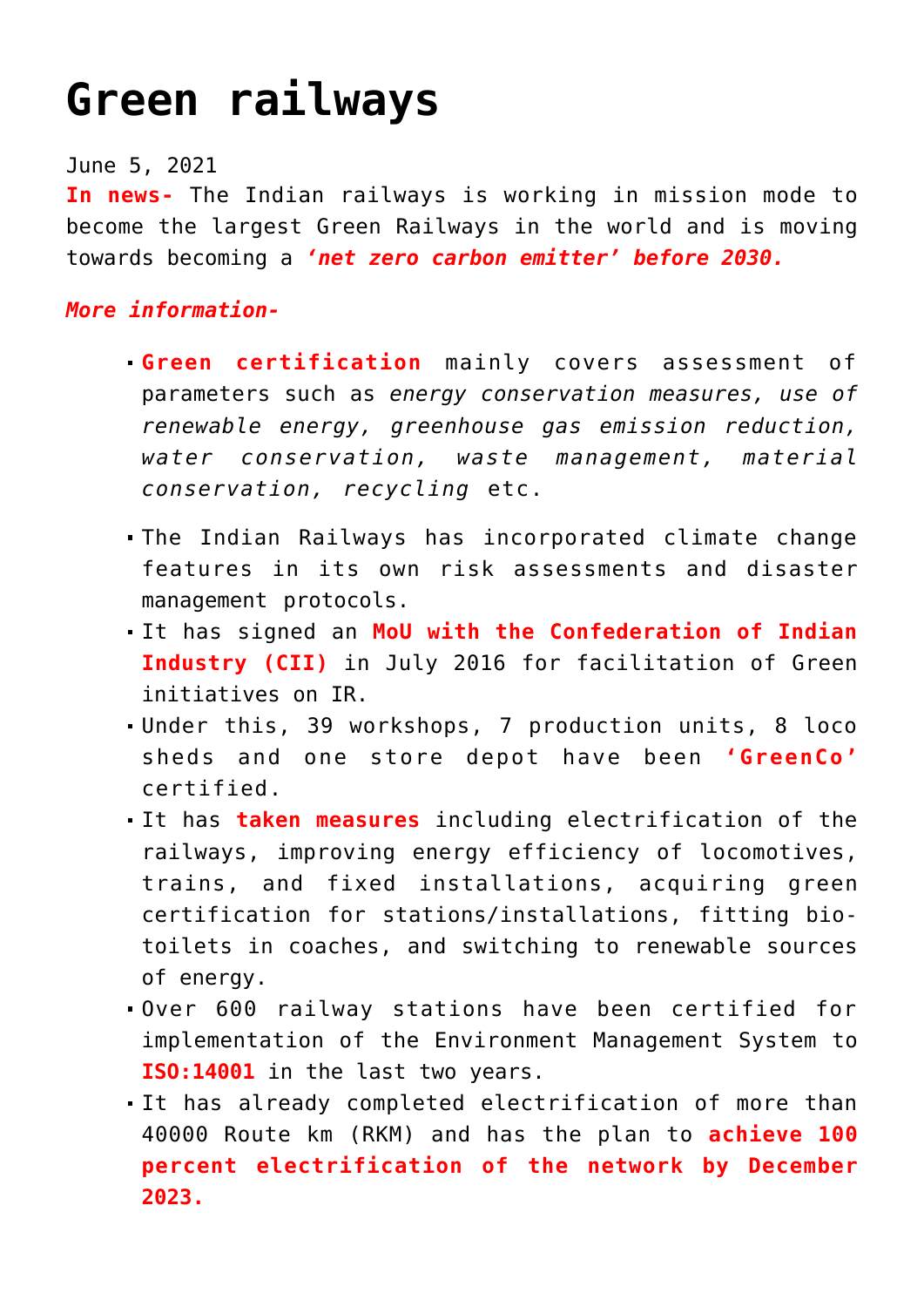# Green railways

June 5, 2021

**In news-** The Indian railways is working in mission mode to become the largest Green Railways in the world and is moving towards becoming a ***'net zero carbon emitter' before 2030.***

***More information-***

- **Green certification** mainly covers assessment of parameters such as *energy conservation measures, use of renewable energy, greenhouse gas emission reduction, water conservation, waste management, material conservation, recycling* etc.
- The Indian Railways has incorporated climate change features in its own risk assessments and disaster management protocols.
- It has signed an **MoU with the Confederation of Indian Industry (CII)** in July 2016 for facilitation of Green initiatives on IR.
- Under this, 39 workshops, 7 production units, 8 loco sheds and one store depot have been **'GreenCo'** certified.
- It has **taken measures** including electrification of the railways, improving energy efficiency of locomotives, trains, and fixed installations, acquiring green certification for stations/installations, fitting bio-toilets in coaches, and switching to renewable sources of energy.
- Over 600 railway stations have been certified for implementation of the Environment Management System to **ISO:14001** in the last two years.
- It has already completed electrification of more than 40000 Route km (RKM) and has the plan to **achieve 100 percent electrification of the network by December 2023.**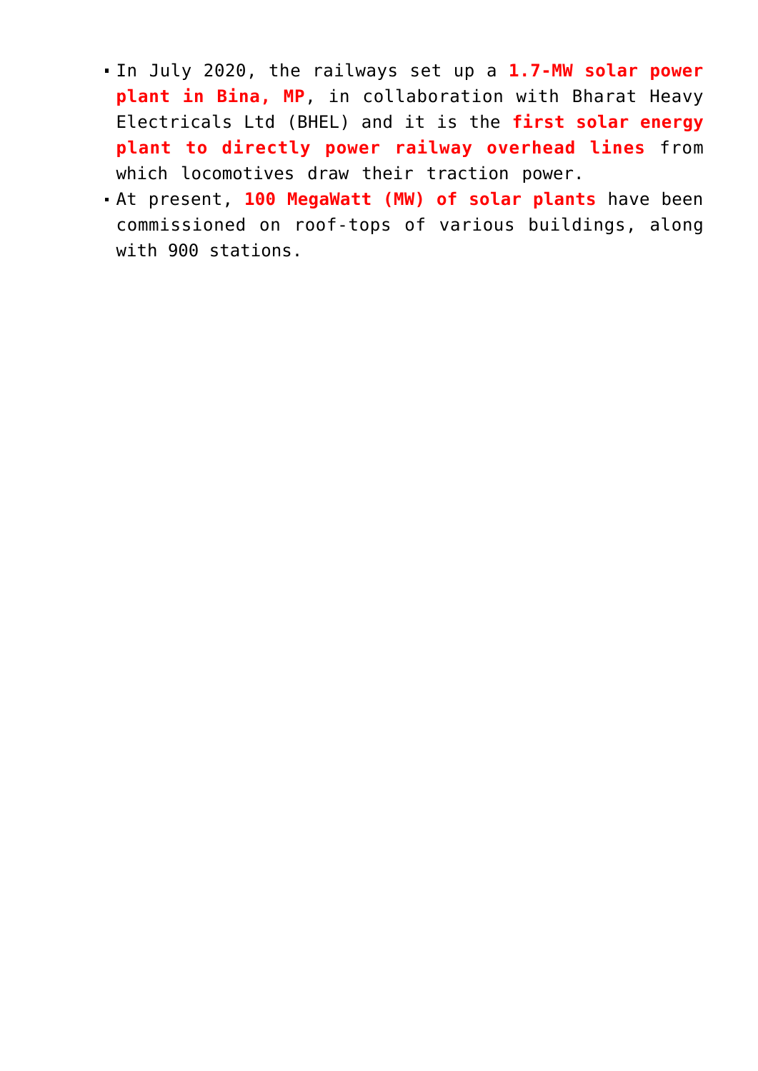- In July 2020, the railways set up a **1.7-MW solar power plant in Bina, MP**, in collaboration with Bharat Heavy Electricals Ltd (BHEL) and it is the **first solar energy plant to directly power railway overhead lines** from which locomotives draw their traction power.
- At present, **100 MegaWatt (MW) of solar plants** have been commissioned on roof-tops of various buildings, along with 900 stations.